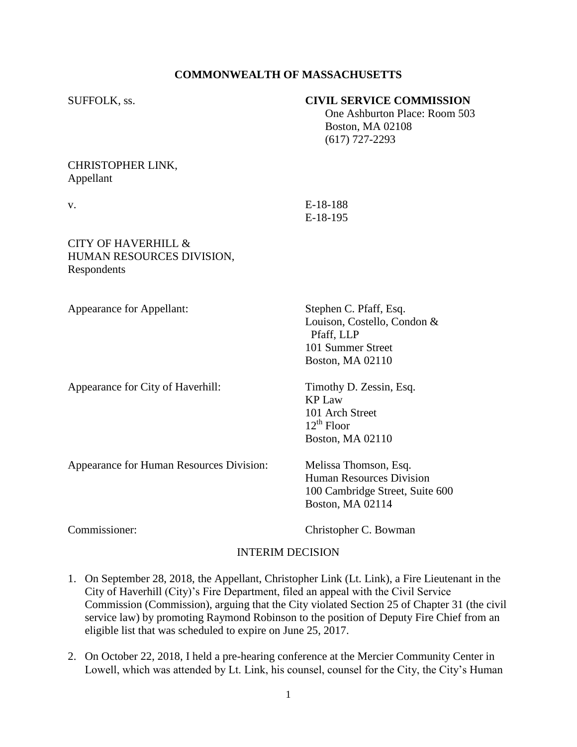**COMMONWEALTH OF MASSACHUSETTS**

SUFFOLK, ss.

**CIVIL SERVICE COMMISSION**
One Ashburton Place: Room 503
Boston, MA 02108
(617) 727-2293

CHRISTOPHER LINK,
Appellant

v.

E-18-188
E-18-195

CITY OF HAVERHILL &
HUMAN RESOURCES DIVISION,
Respondents

Appearance for Appellant: Stephen C. Pfaff, Esq.
Louison, Costello, Condon & Pfaff, LLP
101 Summer Street
Boston, MA 02110

Appearance for City of Haverhill: Timothy D. Zessin, Esq.
KP Law
101 Arch Street
12th Floor
Boston, MA 02110

Appearance for Human Resources Division: Melissa Thomson, Esq.
Human Resources Division
100 Cambridge Street, Suite 600
Boston, MA 02114

Commissioner: Christopher C. Bowman

INTERIM DECISION

1. On September 28, 2018, the Appellant, Christopher Link (Lt. Link), a Fire Lieutenant in the City of Haverhill (City)'s Fire Department, filed an appeal with the Civil Service Commission (Commission), arguing that the City violated Section 25 of Chapter 31 (the civil service law) by promoting Raymond Robinson to the position of Deputy Fire Chief from an eligible list that was scheduled to expire on June 25, 2017.

2. On October 22, 2018, I held a pre-hearing conference at the Mercier Community Center in Lowell, which was attended by Lt. Link, his counsel, counsel for the City, the City's Human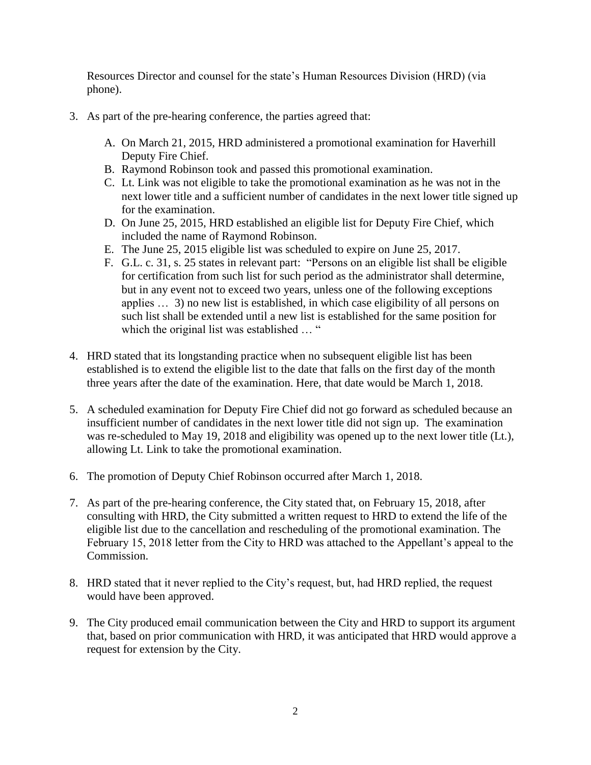Resources Director and counsel for the state's Human Resources Division (HRD) (via phone).

3. As part of the pre-hearing conference, the parties agreed that:

   A. On March 21, 2015, HRD administered a promotional examination for Haverhill Deputy Fire Chief.
   B. Raymond Robinson took and passed this promotional examination.
   C. Lt. Link was not eligible to take the promotional examination as he was not in the next lower title and a sufficient number of candidates in the next lower title signed up for the examination.
   D. On June 25, 2015, HRD established an eligible list for Deputy Fire Chief, which included the name of Raymond Robinson.
   E. The June 25, 2015 eligible list was scheduled to expire on June 25, 2017.
   F. G.L. c. 31, s. 25 states in relevant part: "Persons on an eligible list shall be eligible for certification from such list for such period as the administrator shall determine, but in any event not to exceed two years, unless one of the following exceptions applies … 3) no new list is established, in which case eligibility of all persons on such list shall be extended until a new list is established for the same position for which the original list was established … "

4. HRD stated that its longstanding practice when no subsequent eligible list has been established is to extend the eligible list to the date that falls on the first day of the month three years after the date of the examination. Here, that date would be March 1, 2018.

5. A scheduled examination for Deputy Fire Chief did not go forward as scheduled because an insufficient number of candidates in the next lower title did not sign up. The examination was re-scheduled to May 19, 2018 and eligibility was opened up to the next lower title (Lt.), allowing Lt. Link to take the promotional examination.

6. The promotion of Deputy Chief Robinson occurred after March 1, 2018.

7. As part of the pre-hearing conference, the City stated that, on February 15, 2018, after consulting with HRD, the City submitted a written request to HRD to extend the life of the eligible list due to the cancellation and rescheduling of the promotional examination. The February 15, 2018 letter from the City to HRD was attached to the Appellant's appeal to the Commission.

8. HRD stated that it never replied to the City's request, but, had HRD replied, the request would have been approved.

9. The City produced email communication between the City and HRD to support its argument that, based on prior communication with HRD, it was anticipated that HRD would approve a request for extension by the City.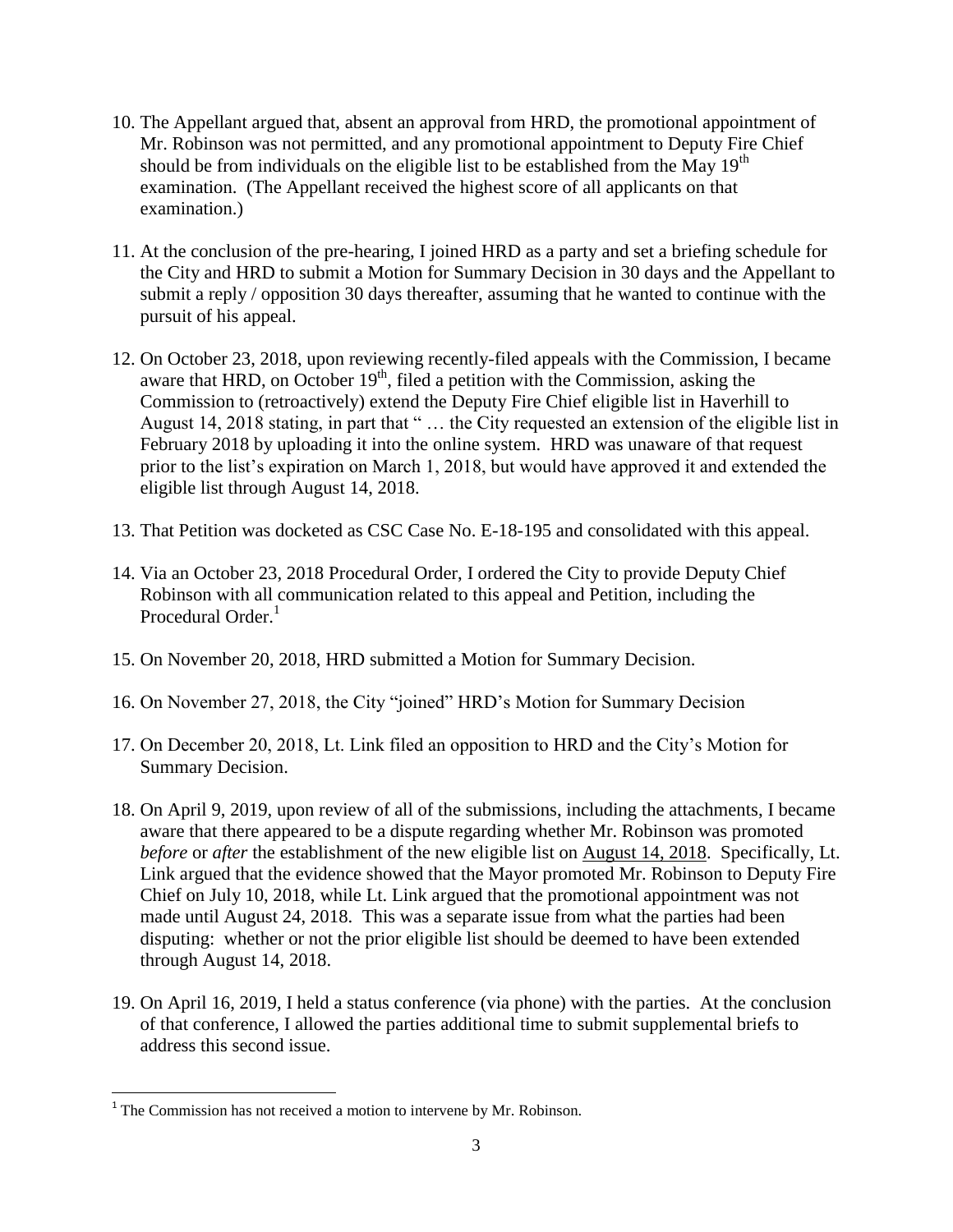10. The Appellant argued that, absent an approval from HRD, the promotional appointment of Mr. Robinson was not permitted, and any promotional appointment to Deputy Fire Chief should be from individuals on the eligible list to be established from the May 19th examination. (The Appellant received the highest score of all applicants on that examination.)

11. At the conclusion of the pre-hearing, I joined HRD as a party and set a briefing schedule for the City and HRD to submit a Motion for Summary Decision in 30 days and the Appellant to submit a reply / opposition 30 days thereafter, assuming that he wanted to continue with the pursuit of his appeal.

12. On October 23, 2018, upon reviewing recently-filed appeals with the Commission, I became aware that HRD, on October 19th, filed a petition with the Commission, asking the Commission to (retroactively) extend the Deputy Fire Chief eligible list in Haverhill to August 14, 2018 stating, in part that " … the City requested an extension of the eligible list in February 2018 by uploading it into the online system. HRD was unaware of that request prior to the list's expiration on March 1, 2018, but would have approved it and extended the eligible list through August 14, 2018.

13. That Petition was docketed as CSC Case No. E-18-195 and consolidated with this appeal.

14. Via an October 23, 2018 Procedural Order, I ordered the City to provide Deputy Chief Robinson with all communication related to this appeal and Petition, including the Procedural Order.[1]

15. On November 20, 2018, HRD submitted a Motion for Summary Decision.

16. On November 27, 2018, the City "joined" HRD's Motion for Summary Decision

17. On December 20, 2018, Lt. Link filed an opposition to HRD and the City's Motion for Summary Decision.

18. On April 9, 2019, upon review of all of the submissions, including the attachments, I became aware that there appeared to be a dispute regarding whether Mr. Robinson was promoted *before* or *after* the establishment of the new eligible list on <u>August 14, 2018</u>. Specifically, Lt. Link argued that the evidence showed that the Mayor promoted Mr. Robinson to Deputy Fire Chief on July 10, 2018, while Lt. Link argued that the promotional appointment was not made until August 24, 2018. This was a separate issue from what the parties had been disputing: whether or not the prior eligible list should be deemed to have been extended through August 14, 2018.

19. On April 16, 2019, I held a status conference (via phone) with the parties. At the conclusion of that conference, I allowed the parties additional time to submit supplemental briefs to address this second issue.

---

[1] The Commission has not received a motion to intervene by Mr. Robinson.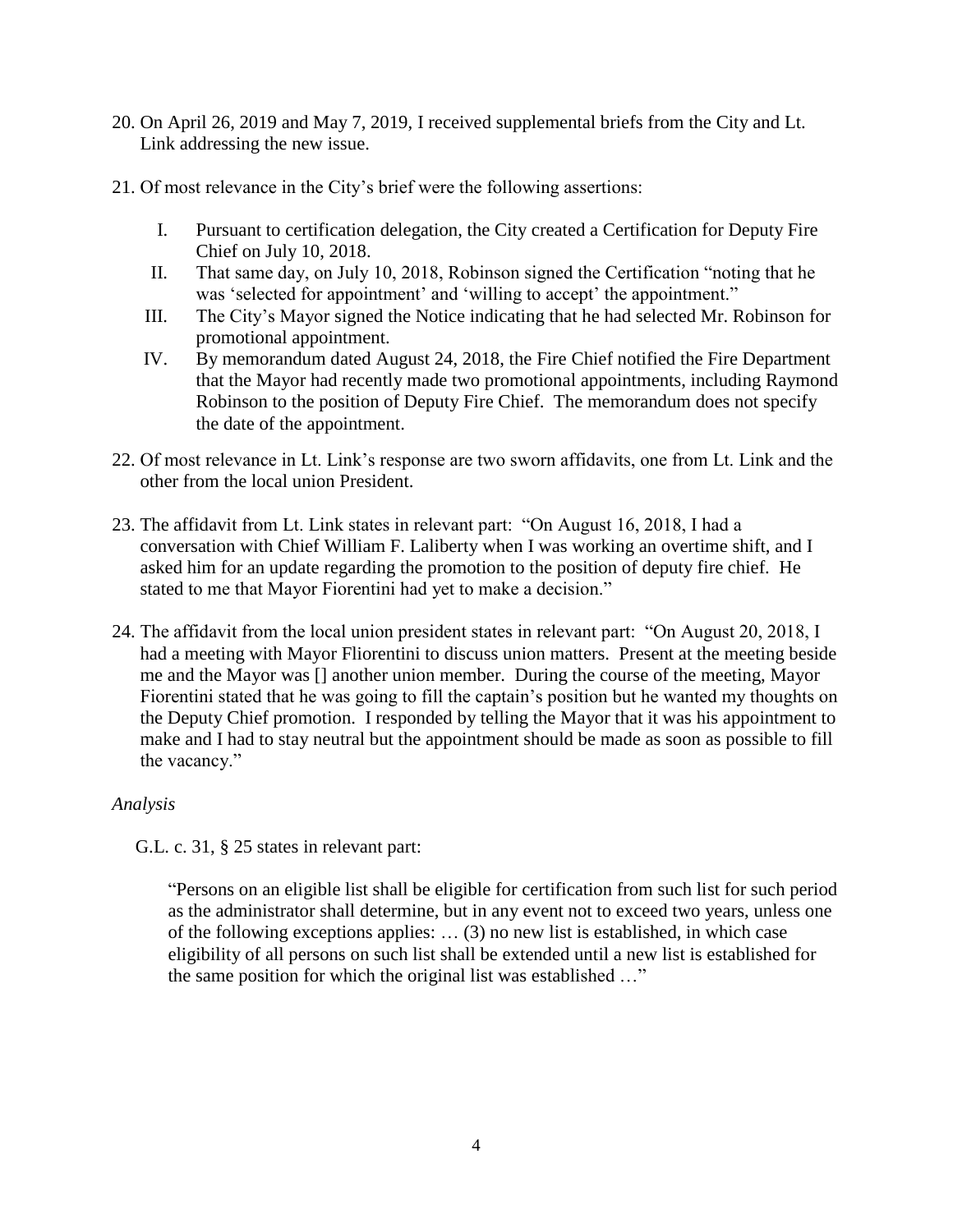20. On April 26, 2019 and May 7, 2019, I received supplemental briefs from the City and Lt. Link addressing the new issue.

21. Of most relevance in the City's brief were the following assertions:

    I. Pursuant to certification delegation, the City created a Certification for Deputy Fire Chief on July 10, 2018.

    II. That same day, on July 10, 2018, Robinson signed the Certification "noting that he was 'selected for appointment' and 'willing to accept' the appointment."

    III. The City's Mayor signed the Notice indicating that he had selected Mr. Robinson for promotional appointment.

    IV. By memorandum dated August 24, 2018, the Fire Chief notified the Fire Department that the Mayor had recently made two promotional appointments, including Raymond Robinson to the position of Deputy Fire Chief. The memorandum does not specify the date of the appointment.

22. Of most relevance in Lt. Link's response are two sworn affidavits, one from Lt. Link and the other from the local union President.

23. The affidavit from Lt. Link states in relevant part: "On August 16, 2018, I had a conversation with Chief William F. Laliberty when I was working an overtime shift, and I asked him for an update regarding the promotion to the position of deputy fire chief. He stated to me that Mayor Fiorentini had yet to make a decision."

24. The affidavit from the local union president states in relevant part: "On August 20, 2018, I had a meeting with Mayor Fliorentini to discuss union matters. Present at the meeting beside me and the Mayor was [] another union member. During the course of the meeting, Mayor Fiorentini stated that he was going to fill the captain's position but he wanted my thoughts on the Deputy Chief promotion. I responded by telling the Mayor that it was his appointment to make and I had to stay neutral but the appointment should be made as soon as possible to fill the vacancy."

*Analysis*

G.L. c. 31, § 25 states in relevant part:

> "Persons on an eligible list shall be eligible for certification from such list for such period as the administrator shall determine, but in any event not to exceed two years, unless one of the following exceptions applies: … (3) no new list is established, in which case eligibility of all persons on such list shall be extended until a new list is established for the same position for which the original list was established …"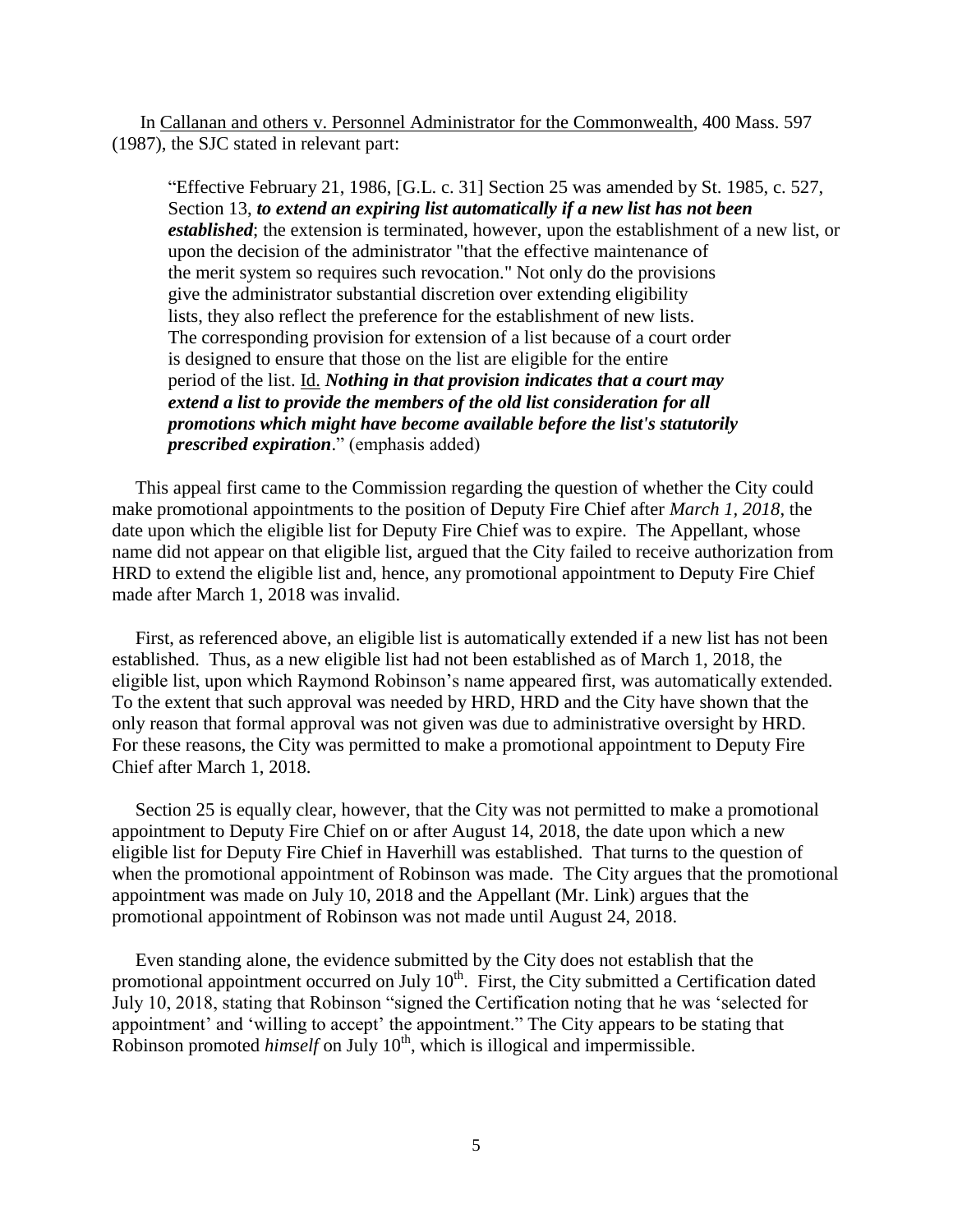In Callanan and others v. Personnel Administrator for the Commonwealth, 400 Mass. 597 (1987), the SJC stated in relevant part:

> "Effective February 21, 1986, [G.L. c. 31] Section 25 was amended by St. 1985, c. 527, Section 13, ***to extend an expiring list automatically if a new list has not been established***; the extension is terminated, however, upon the establishment of a new list, or upon the decision of the administrator "that the effective maintenance of the merit system so requires such revocation." Not only do the provisions give the administrator substantial discretion over extending eligibility lists, they also reflect the preference for the establishment of new lists. The corresponding provision for extension of a list because of a court order is designed to ensure that those on the list are eligible for the entire period of the list. Id. ***Nothing in that provision indicates that a court may extend a list to provide the members of the old list consideration for all promotions which might have become available before the list's statutorily prescribed expiration***." (emphasis added)

This appeal first came to the Commission regarding the question of whether the City could make promotional appointments to the position of Deputy Fire Chief after *March 1, 2018*, the date upon which the eligible list for Deputy Fire Chief was to expire. The Appellant, whose name did not appear on that eligible list, argued that the City failed to receive authorization from HRD to extend the eligible list and, hence, any promotional appointment to Deputy Fire Chief made after March 1, 2018 was invalid.

First, as referenced above, an eligible list is automatically extended if a new list has not been established. Thus, as a new eligible list had not been established as of March 1, 2018, the eligible list, upon which Raymond Robinson's name appeared first, was automatically extended. To the extent that such approval was needed by HRD, HRD and the City have shown that the only reason that formal approval was not given was due to administrative oversight by HRD. For these reasons, the City was permitted to make a promotional appointment to Deputy Fire Chief after March 1, 2018.

Section 25 is equally clear, however, that the City was not permitted to make a promotional appointment to Deputy Fire Chief on or after August 14, 2018, the date upon which a new eligible list for Deputy Fire Chief in Haverhill was established. That turns to the question of when the promotional appointment of Robinson was made. The City argues that the promotional appointment was made on July 10, 2018 and the Appellant (Mr. Link) argues that the promotional appointment of Robinson was not made until August 24, 2018.

Even standing alone, the evidence submitted by the City does not establish that the promotional appointment occurred on July 10th. First, the City submitted a Certification dated July 10, 2018, stating that Robinson "signed the Certification noting that he was 'selected for appointment' and 'willing to accept' the appointment." The City appears to be stating that Robinson promoted *himself* on July 10th, which is illogical and impermissible.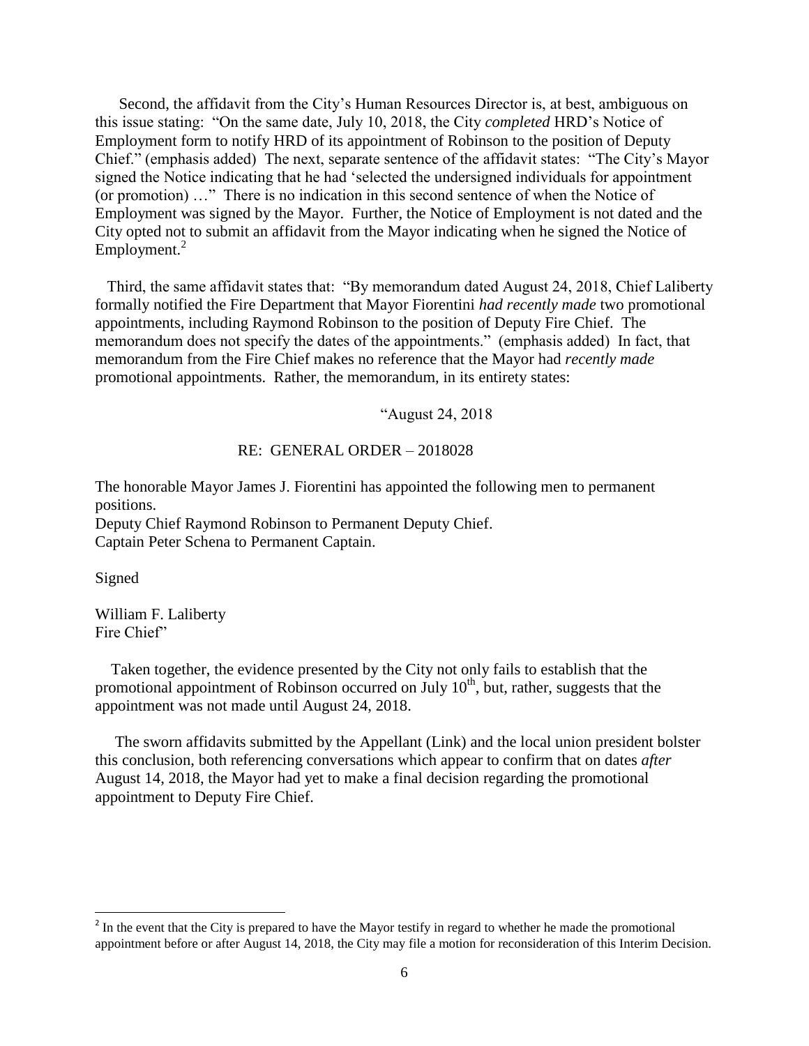Second, the affidavit from the City's Human Resources Director is, at best, ambiguous on this issue stating: "On the same date, July 10, 2018, the City *completed* HRD's Notice of Employment form to notify HRD of its appointment of Robinson to the position of Deputy Chief." (emphasis added) The next, separate sentence of the affidavit states: "The City's Mayor signed the Notice indicating that he had 'selected the undersigned individuals for appointment (or promotion) …" There is no indication in this second sentence of when the Notice of Employment was signed by the Mayor. Further, the Notice of Employment is not dated and the City opted not to submit an affidavit from the Mayor indicating when he signed the Notice of Employment.[2]

Third, the same affidavit states that: "By memorandum dated August 24, 2018, Chief Laliberty formally notified the Fire Department that Mayor Fiorentini *had recently made* two promotional appointments, including Raymond Robinson to the position of Deputy Fire Chief. The memorandum does not specify the dates of the appointments." (emphasis added) In fact, that memorandum from the Fire Chief makes no reference that the Mayor had *recently made* promotional appointments. Rather, the memorandum, in its entirety states:

"August 24, 2018

RE: GENERAL ORDER – 2018028

The honorable Mayor James J. Fiorentini has appointed the following men to permanent positions.
Deputy Chief Raymond Robinson to Permanent Deputy Chief.
Captain Peter Schena to Permanent Captain.

Signed

William F. Laliberty
Fire Chief"

Taken together, the evidence presented by the City not only fails to establish that the promotional appointment of Robinson occurred on July 10th, but, rather, suggests that the appointment was not made until August 24, 2018.

The sworn affidavits submitted by the Appellant (Link) and the local union president bolster this conclusion, both referencing conversations which appear to confirm that on dates *after* August 14, 2018, the Mayor had yet to make a final decision regarding the promotional appointment to Deputy Fire Chief.

---

[2] In the event that the City is prepared to have the Mayor testify in regard to whether he made the promotional appointment before or after August 14, 2018, the City may file a motion for reconsideration of this Interim Decision.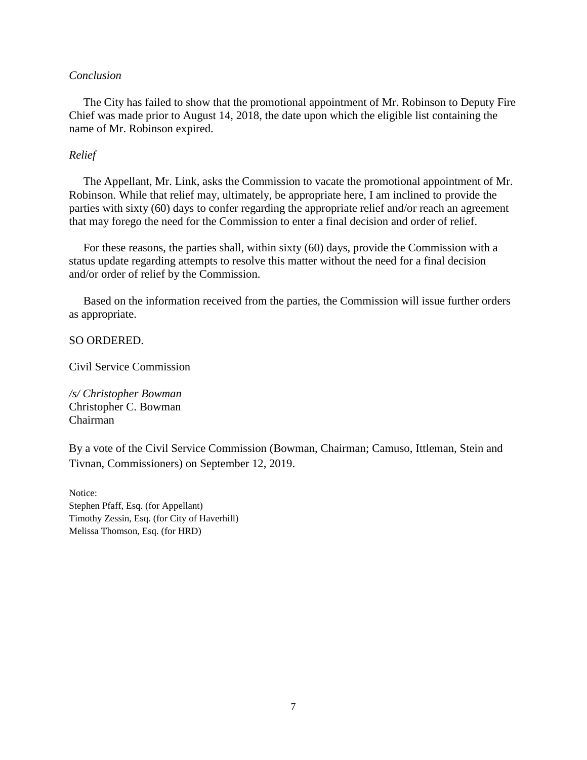*Conclusion*

The City has failed to show that the promotional appointment of Mr. Robinson to Deputy Fire Chief was made prior to August 14, 2018, the date upon which the eligible list containing the name of Mr. Robinson expired.

*Relief*

The Appellant, Mr. Link, asks the Commission to vacate the promotional appointment of Mr. Robinson. While that relief may, ultimately, be appropriate here, I am inclined to provide the parties with sixty (60) days to confer regarding the appropriate relief and/or reach an agreement that may forego the need for the Commission to enter a final decision and order of relief.

For these reasons, the parties shall, within sixty (60) days, provide the Commission with a status update regarding attempts to resolve this matter without the need for a final decision and/or order of relief by the Commission.

Based on the information received from the parties, the Commission will issue further orders as appropriate.

SO ORDERED.

Civil Service Commission

*/s/ Christopher Bowman*
Christopher C. Bowman
Chairman

By a vote of the Civil Service Commission (Bowman, Chairman; Camuso, Ittleman, Stein and Tivnan, Commissioners) on September 12, 2019.

Notice:
Stephen Pfaff, Esq. (for Appellant)
Timothy Zessin, Esq. (for City of Haverhill)
Melissa Thomson, Esq. (for HRD)